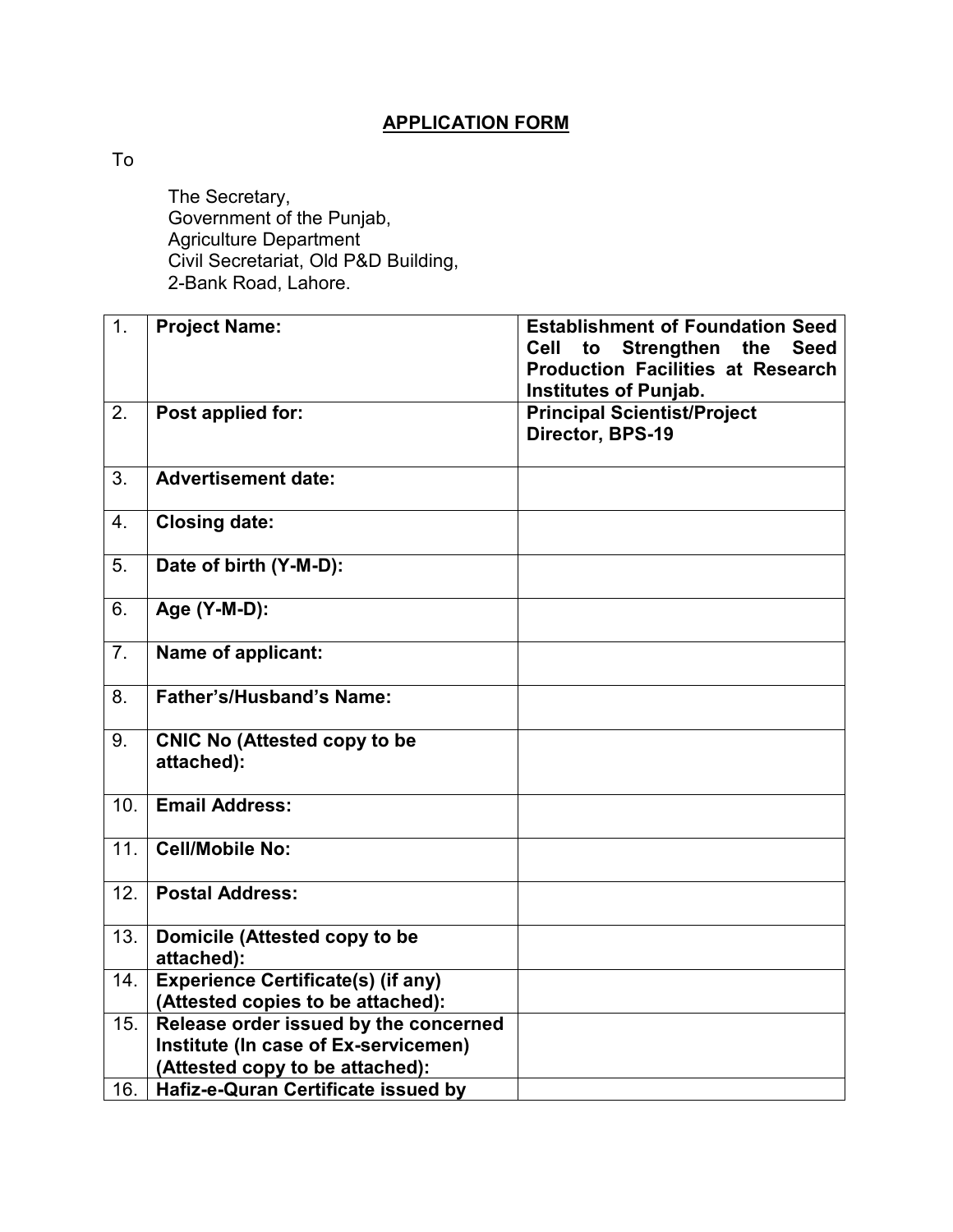# APPLICATION FORM

To

The Secretary,
Government of the Punjab,
Agriculture Department
Civil Secretariat, Old P&D Building,
2-Bank Road, Lahore.

| | | |
|---|---|---|
| 1. | **Project Name:** | **Establishment of Foundation Seed Cell to Strengthen the Seed Production Facilities at Research Institutes of Punjab.** |
| 2. | **Post applied for:** | **Principal Scientist/Project Director, BPS-19** |
| 3. | **Advertisement date:** | |
| 4. | **Closing date:** | |
| 5. | **Date of birth (Y-M-D):** | |
| 6. | **Age (Y-M-D):** | |
| 7. | **Name of applicant:** | |
| 8. | **Father's/Husband's Name:** | |
| 9. | **CNIC No (Attested copy to be attached):** | |
| 10. | **Email Address:** | |
| 11. | **Cell/Mobile No:** | |
| 12. | **Postal Address:** | |
| 13. | **Domicile (Attested copy to be attached):** | |
| 14. | **Experience Certificate(s) (if any) (Attested copies to be attached):** | |
| 15. | **Release order issued by the concerned Institute (In case of Ex-servicemen) (Attested copy to be attached):** | |
| 16. | **Hafiz-e-Quran Certificate issued by** | |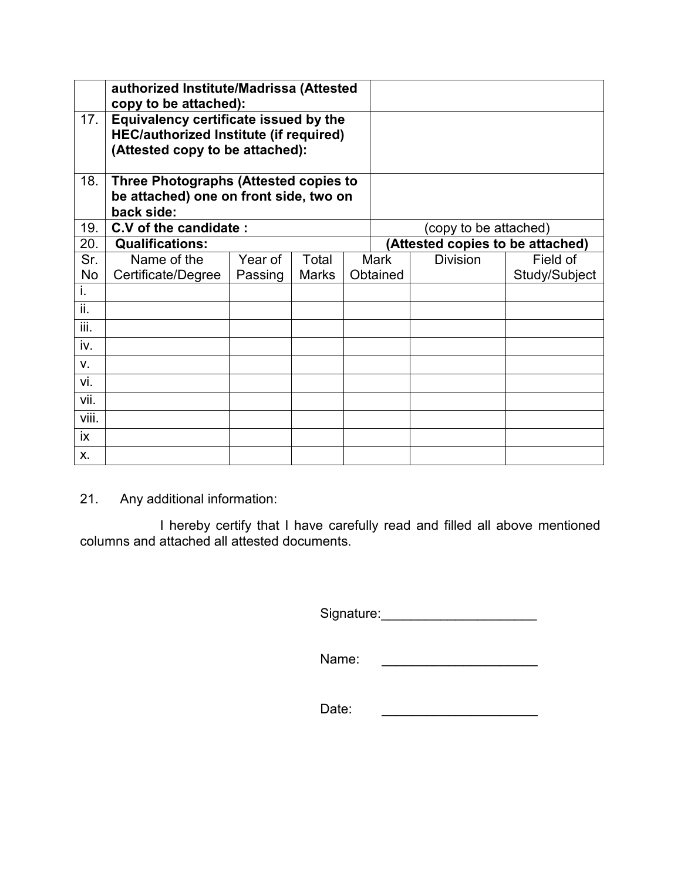| | | |
|---|---|---|
| | **authorized Institute/Madrissa (Attested copy to be attached):** | |
| 17. | **Equivalency certificate issued by the HEC/authorized Institute (if required) (Attested copy to be attached):** | |
| 18. | **Three Photographs (Attested copies to be attached) one on front side, two on back side:** | |
| 19. | **C.V of the candidate :** | (copy to be attached) |
| 20. | **Qualifications:** | **(Attested copies to be attached)** |

| Sr. No | Name of the Certificate/Degree | Year of Passing | Total Marks | Mark Obtained | Division | Field of Study/Subject |
|---|---|---|---|---|---|---|
| i. | | | | | | |
| ii. | | | | | | |
| iii. | | | | | | |
| iv. | | | | | | |
| v. | | | | | | |
| vi. | | | | | | |
| vii. | | | | | | |
| viii. | | | | | | |
| ix | | | | | | |
| x. | | | | | | |

21. Any additional information:

I hereby certify that I have carefully read and filled all above mentioned columns and attached all attested documents.

Signature:_____________________

Name: _____________________

Date: _____________________